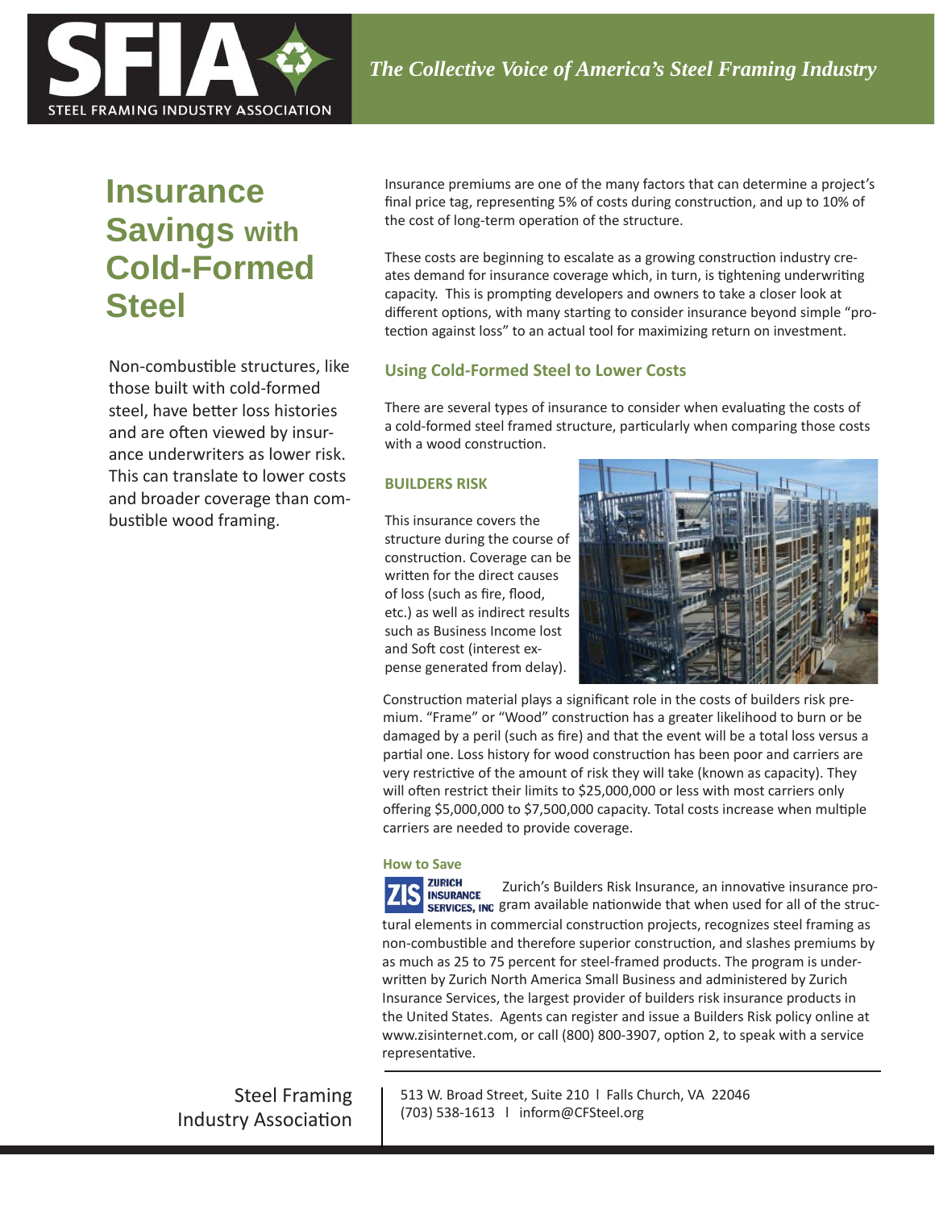SFIA

STEEL FRAMING INDUSTRY ASSOCIATION

*The Collective Voice of America's Steel Framing Industry*

# Insurance Savings with Cold-Formed Steel

Non-combustible structures, like those built with cold-formed steel, have better loss histories and are often viewed by insurance underwriters as lower risk. This can translate to lower costs and broader coverage than combustible wood framing.

Insurance premiums are one of the many factors that can determine a project's final price tag, representing 5% of costs during construction, and up to 10% of the cost of long-term operation of the structure.

These costs are beginning to escalate as a growing construction industry creates demand for insurance coverage which, in turn, is tightening underwriting capacity. This is prompting developers and owners to take a closer look at different options, with many starting to consider insurance beyond simple "protection against loss" to an actual tool for maximizing return on investment.

## Using Cold-Formed Steel to Lower Costs

There are several types of insurance to consider when evaluating the costs of a cold-formed steel framed structure, particularly when comparing those costs with a wood construction.

### BUILDERS RISK

This insurance covers the structure during the course of construction. Coverage can be written for the direct causes of loss (such as fire, flood, etc.) as well as indirect results such as Business Income lost and Soft cost (interest expense generated from delay).

Construction material plays a significant role in the costs of builders risk premium. "Frame" or "Wood" construction has a greater likelihood to burn or be damaged by a peril (such as fire) and that the event will be a total loss versus a partial one. Loss history for wood construction has been poor and carriers are very restrictive of the amount of risk they will take (known as capacity). They will often restrict their limits to $25,000,000 or less with most carriers only offering $5,000,000 to $7,500,000 capacity. Total costs increase when multiple carriers are needed to provide coverage.

#### How to Save

ZIS ZURICH INSURANCE SERVICES, INC

Zurich's Builders Risk Insurance, an innovative insurance program available nationwide that when used for all of the structural elements in commercial construction projects, recognizes steel framing as non-combustible and therefore superior construction, and slashes premiums by as much as 25 to 75 percent for steel-framed products. The program is underwritten by Zurich North America Small Business and administered by Zurich Insurance Services, the largest provider of builders risk insurance products in the United States. Agents can register and issue a Builders Risk policy online at www.zisinternet.com, or call (800) 800-3907, option 2, to speak with a service representative.

Steel Framing Industry Association

513 W. Broad Street, Suite 210 | Falls Church, VA 22046
(703) 538-1613 | inform@CFSteel.org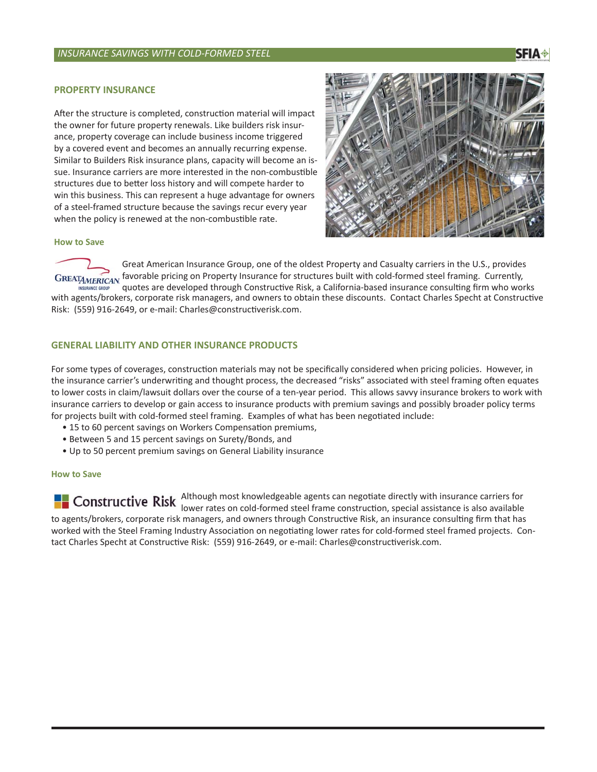## PROPERTY INSURANCE

After the structure is completed, construction material will impact the owner for future property renewals. Like builders risk insurance, property coverage can include business income triggered by a covered event and becomes an annually recurring expense. Similar to Builders Risk insurance plans, capacity will become an issue. Insurance carriers are more interested in the non-combustible structures due to better loss history and will compete harder to win this business. This can represent a huge advantage for owners of a steel-framed structure because the savings recur every year when the policy is renewed at the non-combustible rate.

### How to Save

Great American Insurance Group, one of the oldest Property and Casualty carriers in the U.S., provides favorable pricing on Property Insurance for structures built with cold-formed steel framing. Currently, quotes are developed through Constructive Risk, a California-based insurance consulting firm who works with agents/brokers, corporate risk managers, and owners to obtain these discounts. Contact Charles Specht at Constructive Risk: (559) 916-2649, or e-mail: Charles@constructiverisk.com.

## GENERAL LIABILITY AND OTHER INSURANCE PRODUCTS

For some types of coverages, construction materials may not be specifically considered when pricing policies. However, in the insurance carrier's underwriting and thought process, the decreased "risks" associated with steel framing often equates to lower costs in claim/lawsuit dollars over the course of a ten-year period. This allows savvy insurance brokers to work with insurance carriers to develop or gain access to insurance products with premium savings and possibly broader policy terms for projects built with cold-formed steel framing. Examples of what has been negotiated include:

- 15 to 60 percent savings on Workers Compensation premiums,
- Between 5 and 15 percent savings on Surety/Bonds, and
- Up to 50 percent premium savings on General Liability insurance

### How to Save

Although most knowledgeable agents can negotiate directly with insurance carriers for lower rates on cold-formed steel frame construction, special assistance is also available to agents/brokers, corporate risk managers, and owners through Constructive Risk, an insurance consulting firm that has worked with the Steel Framing Industry Association on negotiating lower rates for cold-formed steel framed projects. Contact Charles Specht at Constructive Risk: (559) 916-2649, or e-mail: Charles@constructiverisk.com.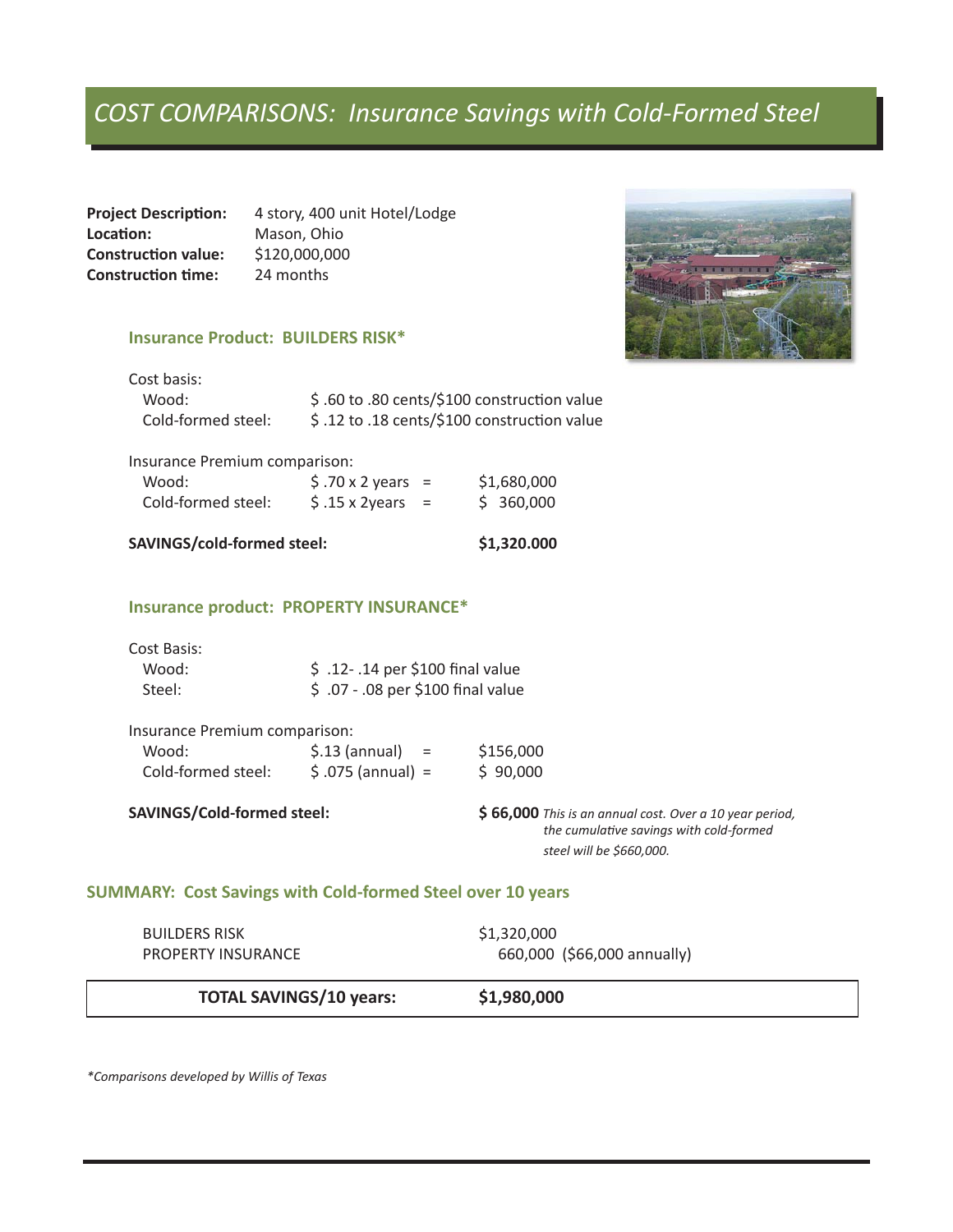# COST COMPARISONS: *Insurance Savings with Cold-Formed Steel*

**Project Description:** 4 story, 400 unit Hotel/Lodge
**Location:** Mason, Ohio
**Construction value:** $120,000,000
**Construction time:** 24 months

### Insurance Product: BUILDERS RISK*

Cost basis:

| | |
|---|---|
| Wood: | $ .60 to .80 cents/$100 construction value |
| Cold-formed steel: | $ .12 to .18 cents/$100 construction value |

Insurance Premium comparison:

| | | |
|---|---|---|
| Wood: | $ .70 x 2 years = | $1,680,000 |
| Cold-formed steel: | $ .15 x 2years = | $ 360,000 |
| **SAVINGS/cold-formed steel:** | | **$1,320.000** |

### Insurance product: PROPERTY INSURANCE*

Cost Basis:

| | |
|---|---|
| Wood: | $ .12- .14 per $100 final value |
| Steel: | $ .07 - .08 per $100 final value |

Insurance Premium comparison:

| | | |
|---|---|---|
| Wood: | $.13 (annual) = | $156,000 |
| Cold-formed steel: | $ .075 (annual) = | $ 90,000 |
| **SAVINGS/Cold-formed steel:** | | **$ 66,000** *This is an annual cost. Over a 10 year period, the cumulative savings with cold-formed steel will be $660,000.* |

### SUMMARY: Cost Savings with Cold-formed Steel over 10 years

| | |
|---|---|
| BUILDERS RISK | $1,320,000 |
| PROPERTY INSURANCE | 660,000 ($66,000 annually) |
| **TOTAL SAVINGS/10 years:** | **$1,980,000** |

*Comparisons developed by Willis of Texas*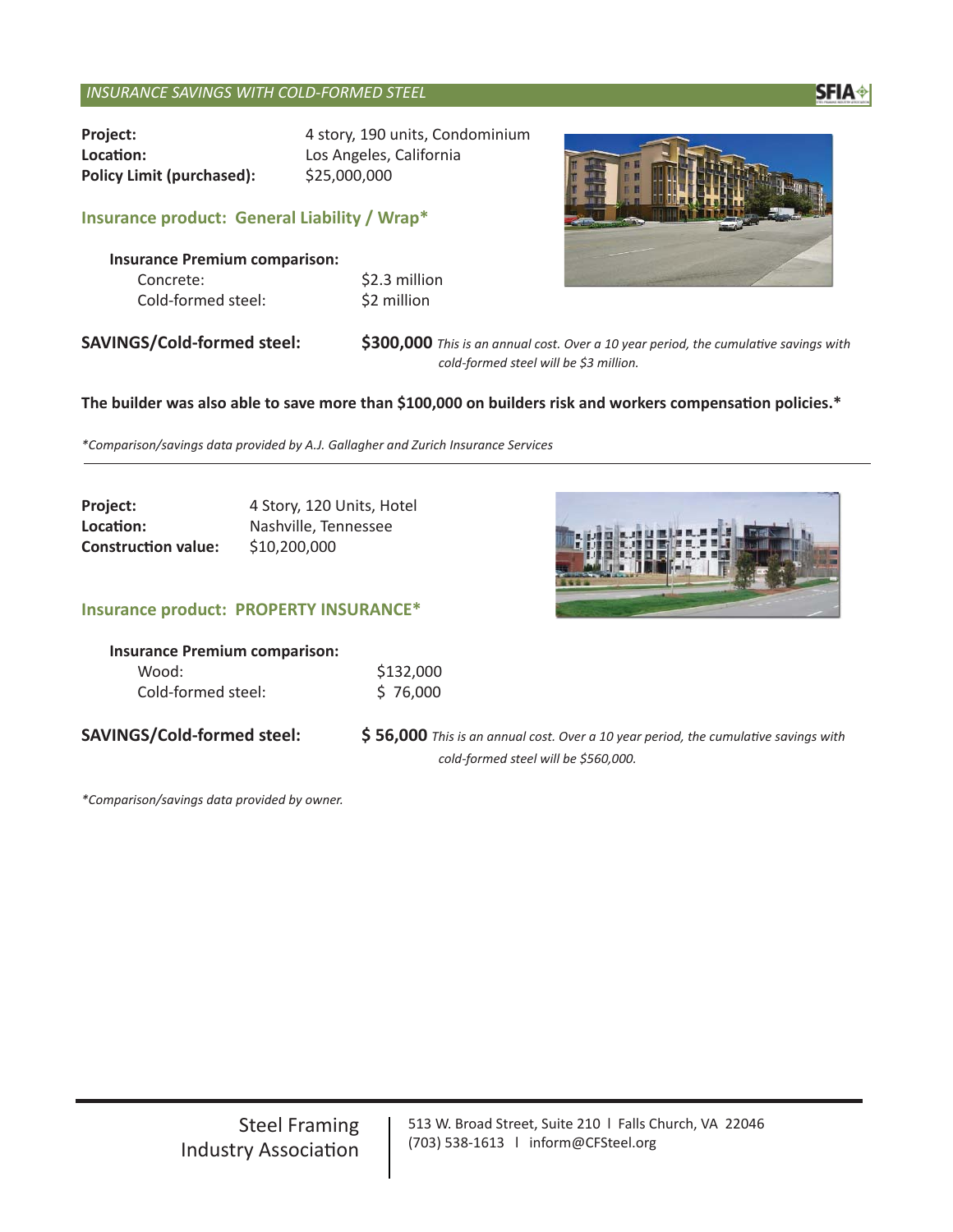## *INSURANCE SAVINGS WITH COLD-FORMED STEEL*

**Project:** 4 story, 190 units, Condominium
**Location:** Los Angeles, California
**Policy Limit (purchased):** $25,000,000

### Insurance product: General Liability / Wrap*

**Insurance Premium comparison:**

| | |
|---|---|
| Concrete: | $2.3 million |
| Cold-formed steel: | $2 million |

**SAVINGS/Cold-formed steel:** **$300,000** *This is an annual cost. Over a 10 year period, the cumulative savings with cold-formed steel will be $3 million.*

**The builder was also able to save more than $100,000 on builders risk and workers compensation policies.***

*\*Comparison/savings data provided by A.J. Gallagher and Zurich Insurance Services*

---

**Project:** 4 Story, 120 Units, Hotel
**Location:** Nashville, Tennessee
**Construction value:** $10,200,000

### Insurance product: PROPERTY INSURANCE*

**Insurance Premium comparison:**

| | |
|---|---|
| Wood: | $132,000 |
| Cold-formed steel: | $ 76,000 |

**SAVINGS/Cold-formed steel:** **$ 56,000** *This is an annual cost. Over a 10 year period, the cumulative savings with cold-formed steel will be $560,000.*

*\*Comparison/savings data provided by owner.*

Steel Framing Industry Association

513 W. Broad Street, Suite 210 l Falls Church, VA 22046
(703) 538-1613 l inform@CFSteel.org